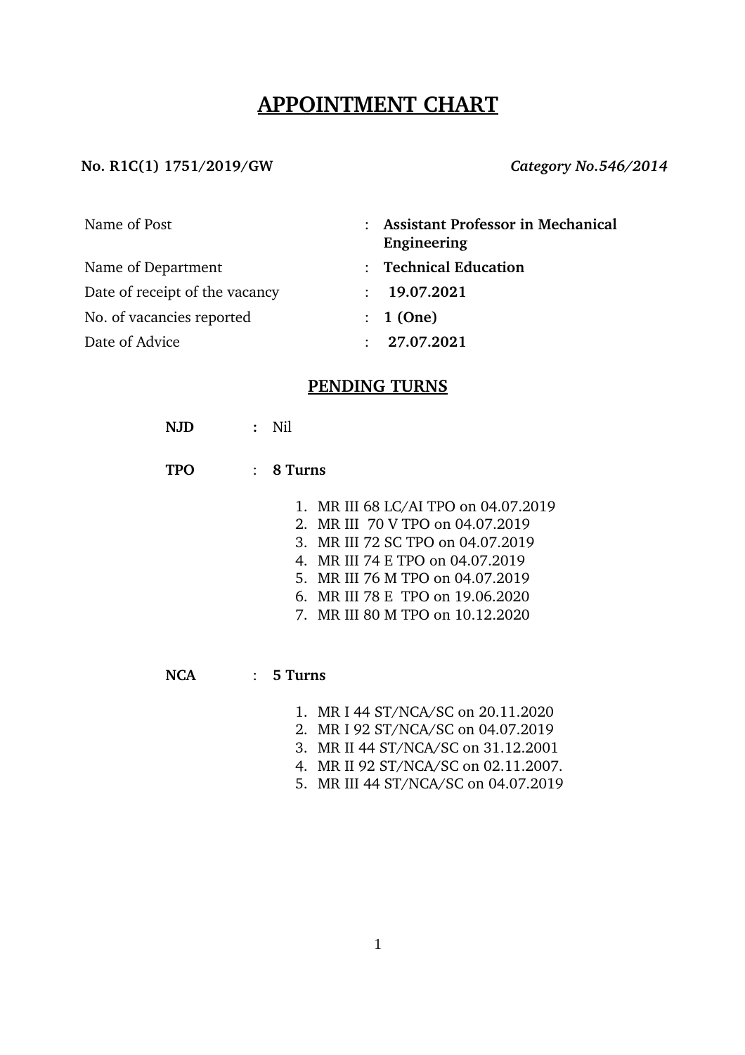# APPOINTMENT CHART

**No. R1C(1) 1751/2019/GW** *Category No.546/2014*

| | | |
|---|---|---|
| Name of Post | : | **Assistant Professor in Mechanical Engineering** |
| Name of Department | : | **Technical Education** |
| Date of receipt of the vacancy | : | **19.07.2021** |
| No. of vacancies reported | : | **1 (One)** |
| Date of Advice | : | **27.07.2021** |

## PENDING TURNS

**NJD** **:** Nil

**TPO** : **8 Turns**

1. MR III 68 LC/AI TPO on 04.07.2019
2. MR III 70 V TPO on 04.07.2019
3. MR III 72 SC TPO on 04.07.2019
4. MR III 74 E TPO on 04.07.2019
5. MR III 76 M TPO on 04.07.2019
6. MR III 78 E TPO on 19.06.2020
7. MR III 80 M TPO on 10.12.2020

**NCA** : **5 Turns**

1. MR I 44 ST/NCA/SC on 20.11.2020
2. MR I 92 ST/NCA/SC on 04.07.2019
3. MR II 44 ST/NCA/SC on 31.12.2001
4. MR II 92 ST/NCA/SC on 02.11.2007.
5. MR III 44 ST/NCA/SC on 04.07.2019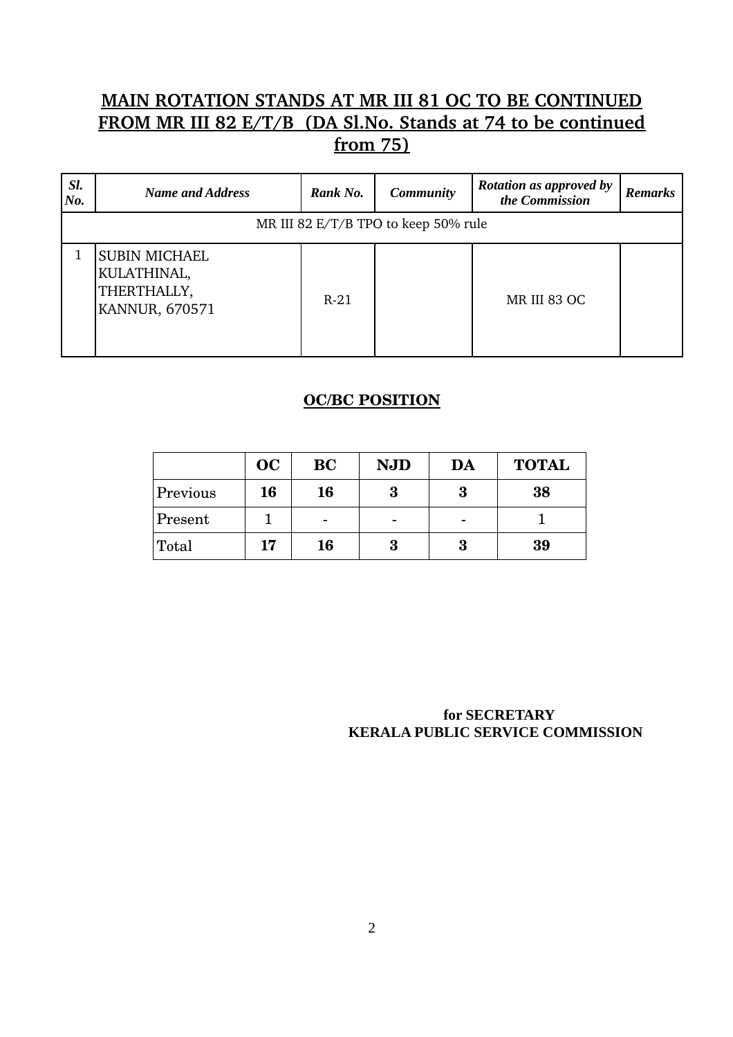## MAIN ROTATION STANDS AT MR III 81 OC TO BE CONTINUED FROM MR III 82 E/T/B (DA Sl.No. Stands at 74 to be continued from 75)

| *Sl. No.* | *Name and Address* | *Rank No.* | *Community* | *Rotation as approved by the Commission* | *Remarks* |
|---|---|---|---|---|---|
| MR III 82 E/T/B TPO to keep 50% rule | | | | | |
| 1 | SUBIN MICHAEL KULATHINAL, THERTHALLY, KANNUR, 670571 | R-21 | | MR III 83 OC | |

**OC/BC POSITION**

| | OC | BC | NJD | DA | TOTAL |
|---|---|---|---|---|---|
| Previous | **16** | **16** | **3** | **3** | **38** |
| Present | 1 | - | - | - | 1 |
| Total | **17** | **16** | **3** | **3** | **39** |

**for SECRETARY**
**KERALA PUBLIC SERVICE COMMISSION**